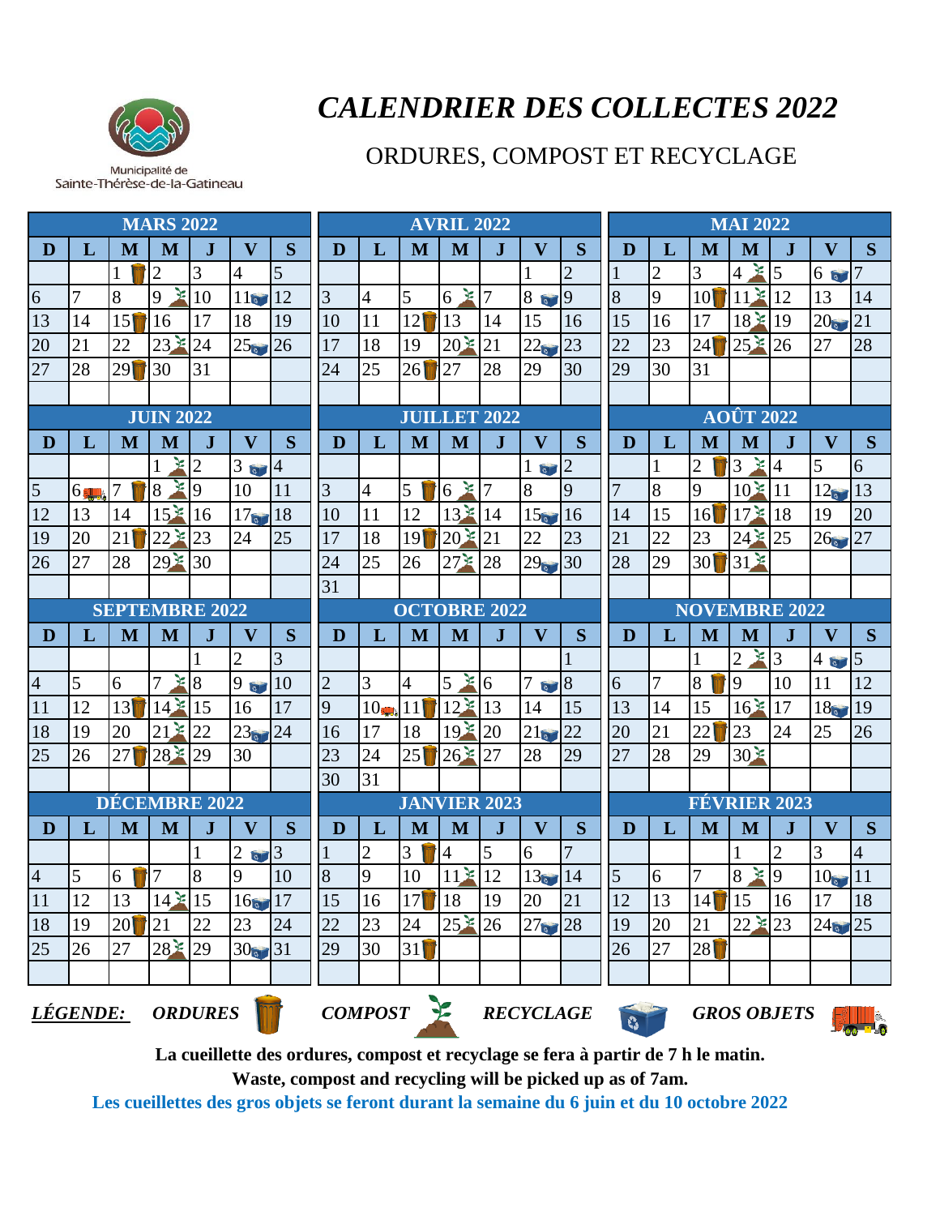Municipalité de Sainte-Thérèse-de-la-Gatineau

# CALENDRIER DES COLLECTES 2022

## ORDURES, COMPOST ET RECYCLAGE

### MARS 2022

| D | L | M | M | J | V | S |
|---|---|---|---|---|---|---|
| | | 1 (Ordures) | 2 | 3 | 4 | 5 |
| 6 | 7 | 8 | 9 (Compost) | 10 | 11 (Recyclage) | 12 |
| 13 | 14 | 15 (Ordures) | 16 | 17 | 18 | 19 |
| 20 | 21 | 22 | 23 (Compost) | 24 | 25 (Recyclage) | 26 |
| 27 | 28 | 29 (Ordures) | 30 | 31 | | |

### AVRIL 2022

| D | L | M | M | J | V | S |
|---|---|---|---|---|---|---|
| | | | | | 1 | 2 |
| 3 | 4 | 5 | 6 (Compost) | 7 | 8 (Recyclage) | 9 |
| 10 | 11 | 12 (Ordures) | 13 | 14 | 15 | 16 |
| 17 | 18 | 19 | 20 (Compost) | 21 | 22 (Recyclage) | 23 |
| 24 | 25 | 26 (Ordures) | 27 | 28 | 29 | 30 |

### MAI 2022

| D | L | M | M | J | V | S |
|---|---|---|---|---|---|---|
| 1 | 2 | 3 | 4 (Compost) | 5 | 6 (Recyclage) | 7 |
| 8 | 9 | 10 (Ordures) | 11 (Compost) | 12 | 13 | 14 |
| 15 | 16 | 17 | 18 (Compost) | 19 | 20 (Recyclage) | 21 |
| 22 | 23 | 24 (Ordures) | 25 (Compost) | 26 | 27 | 28 |
| 29 | 30 | 31 | | | | |

### JUIN 2022

| D | L | M | M | J | V | S |
|---|---|---|---|---|---|---|
| | | | 1 (Compost) | 2 | 3 (Recyclage) | 4 |
| 5 | 6 (Gros objets) | 7 (Ordures) | 8 (Compost) | 9 | 10 | 11 |
| 12 | 13 | 14 | 15 (Compost) | 16 | 17 (Recyclage) | 18 |
| 19 | 20 | 21 (Ordures) | 22 (Compost) | 23 | 24 | 25 |
| 26 | 27 | 28 | 29 (Compost) | 30 | | |

### JUILLET 2022

| D | L | M | M | J | V | S |
|---|---|---|---|---|---|---|
| | | | | | 1 (Recyclage) | 2 |
| 3 | 4 | 5 (Ordures) | 6 (Compost) | 7 | 8 | 9 |
| 10 | 11 | 12 | 13 (Compost) | 14 | 15 (Recyclage) | 16 |
| 17 | 18 | 19 (Ordures) | 20 (Compost) | 21 | 22 | 23 |
| 24 | 25 | 26 | 27 (Compost) | 28 | 29 (Recyclage) | 30 |
| 31 | | | | | | |

### AOÛT 2022

| D | L | M | M | J | V | S |
|---|---|---|---|---|---|---|
| | 1 | 2 (Ordures) | 3 (Compost) | 4 | 5 | 6 |
| 7 | 8 | 9 | 10 (Compost) | 11 | 12 (Recyclage) | 13 |
| 14 | 15 | 16 (Ordures) | 17 (Compost) | 18 | 19 | 20 |
| 21 | 22 | 23 | 24 (Compost) | 25 | 26 (Recyclage) | 27 |
| 28 | 29 | 30 (Ordures) | 31 (Compost) | | | |

### SEPTEMBRE 2022

| D | L | M | M | J | V | S |
|---|---|---|---|---|---|---|
| | | | | 1 | 2 | 3 |
| 4 | 5 | 6 | 7 (Compost) | 8 | 9 (Recyclage) | 10 |
| 11 | 12 | 13 (Ordures) | 14 (Compost) | 15 | 16 | 17 |
| 18 | 19 | 20 | 21 (Compost) | 22 | 23 (Recyclage) | 24 |
| 25 | 26 | 27 (Ordures) | 28 (Compost) | 29 | 30 | |

### OCTOBRE 2022

| D | L | M | M | J | V | S |
|---|---|---|---|---|---|---|
| | | | | | | 1 |
| 2 | 3 | 4 | 5 (Compost) | 6 | 7 (Recyclage) | 8 |
| 9 | 10 (Gros objets) | 11 (Ordures) | 12 (Compost) | 13 | 14 | 15 |
| 16 | 17 | 18 | 19 (Compost) | 20 | 21 (Recyclage) | 22 |
| 23 | 24 | 25 (Ordures) | 26 (Compost) | 27 | 28 | 29 |
| 30 | 31 | | | | | |

### NOVEMBRE 2022

| D | L | M | M | J | V | S |
|---|---|---|---|---|---|---|
| | | 1 | 2 (Compost) | 3 | 4 (Recyclage) | 5 |
| 6 | 7 | 8 (Ordures) | 9 | 10 | 11 | 12 |
| 13 | 14 | 15 | 16 (Compost) | 17 | 18 (Recyclage) | 19 |
| 20 | 21 | 22 (Ordures) | 23 | 24 | 25 | 26 |
| 27 | 28 | 29 | 30 (Compost) | | | |

### DÉCEMBRE 2022

| D | L | M | M | J | V | S |
|---|---|---|---|---|---|---|
| | | | | 1 | 2 (Recyclage) | 3 |
| 4 | 5 | 6 (Ordures) | 7 | 8 | 9 | 10 |
| 11 | 12 | 13 | 14 (Compost) | 15 | 16 (Recyclage) | 17 |
| 18 | 19 | 20 (Ordures) | 21 | 22 | 23 | 24 |
| 25 | 26 | 27 | 28 (Compost) | 29 | 30 (Recyclage) | 31 |

### JANVIER 2023

| D | L | M | M | J | V | S |
|---|---|---|---|---|---|---|
| 1 | 2 | 3 (Ordures) | 4 | 5 | 6 | 7 |
| 8 | 9 | 10 | 11 (Compost) | 12 | 13 (Recyclage) | 14 |
| 15 | 16 | 17 (Ordures) | 18 | 19 | 20 | 21 |
| 22 | 23 | 24 | 25 (Compost) | 26 | 27 (Recyclage) | 28 |
| 29 | 30 | 31 (Ordures) | | | | |

### FÉVRIER 2023

| D | L | M | M | J | V | S |
|---|---|---|---|---|---|---|
| | | | 1 | 2 | 3 | 4 |
| 5 | 6 | 7 | 8 (Compost) | 9 | 10 (Recyclage) | 11 |
| 12 | 13 | 14 (Ordures) | 15 | 16 | 17 | 18 |
| 19 | 20 | 21 | 22 (Compost) | 23 | 24 (Recyclage) | 25 |
| 26 | 27 | 28 (Ordures) | | | | |

***LÉGENDE:*** ***ORDURES*** ***COMPOST*** ***RECYCLAGE*** ***GROS OBJETS***

**La cueillette des ordures, compost et recyclage se fera à partir de 7 h le matin.**

**Waste, compost and recycling will be picked up as of 7am.**

**Les cueillettes des gros objets se feront durant la semaine du 6 juin et du 10 octobre 2022**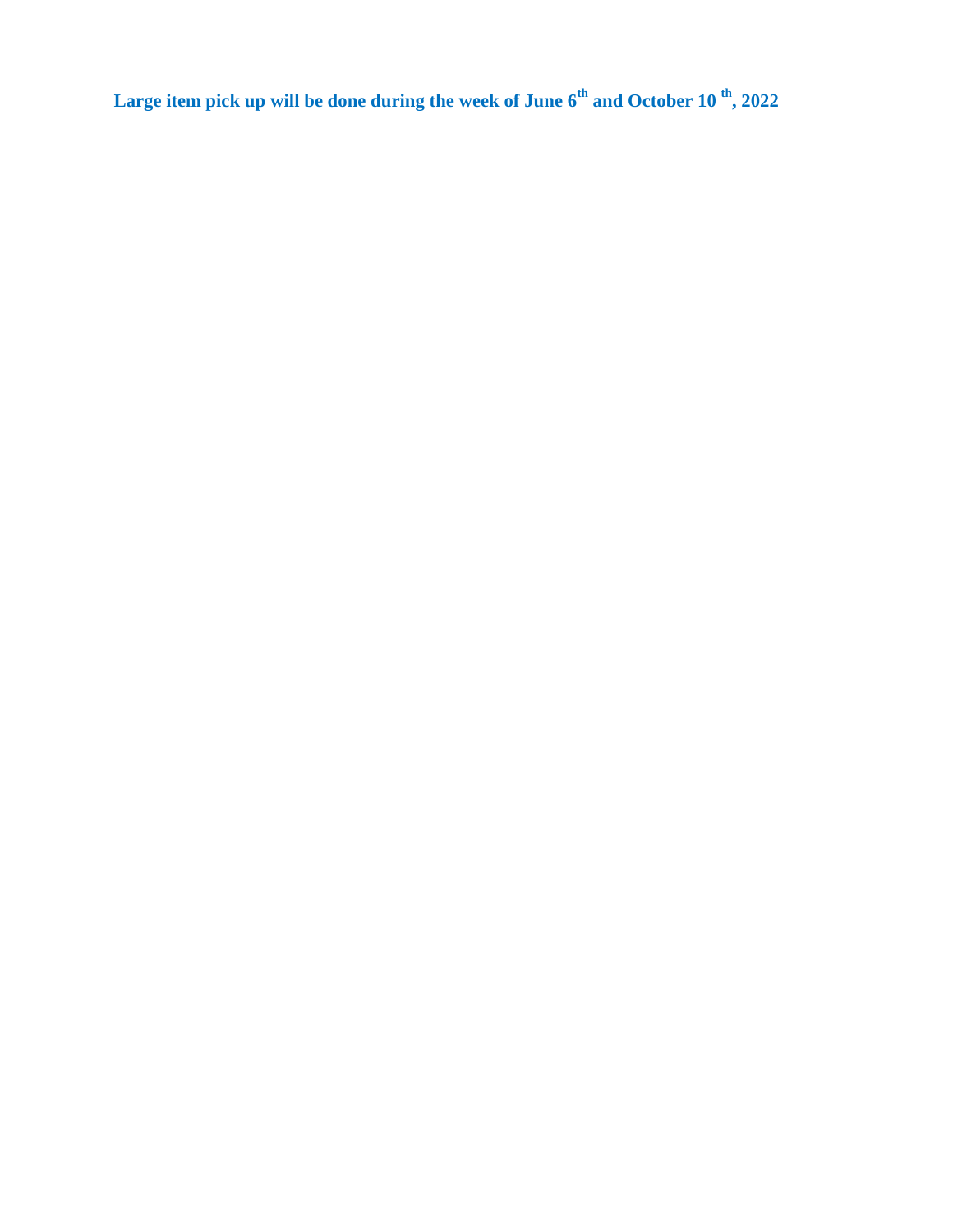**Large item pick up will be done during the week of June 6th and October 10th, 2022**